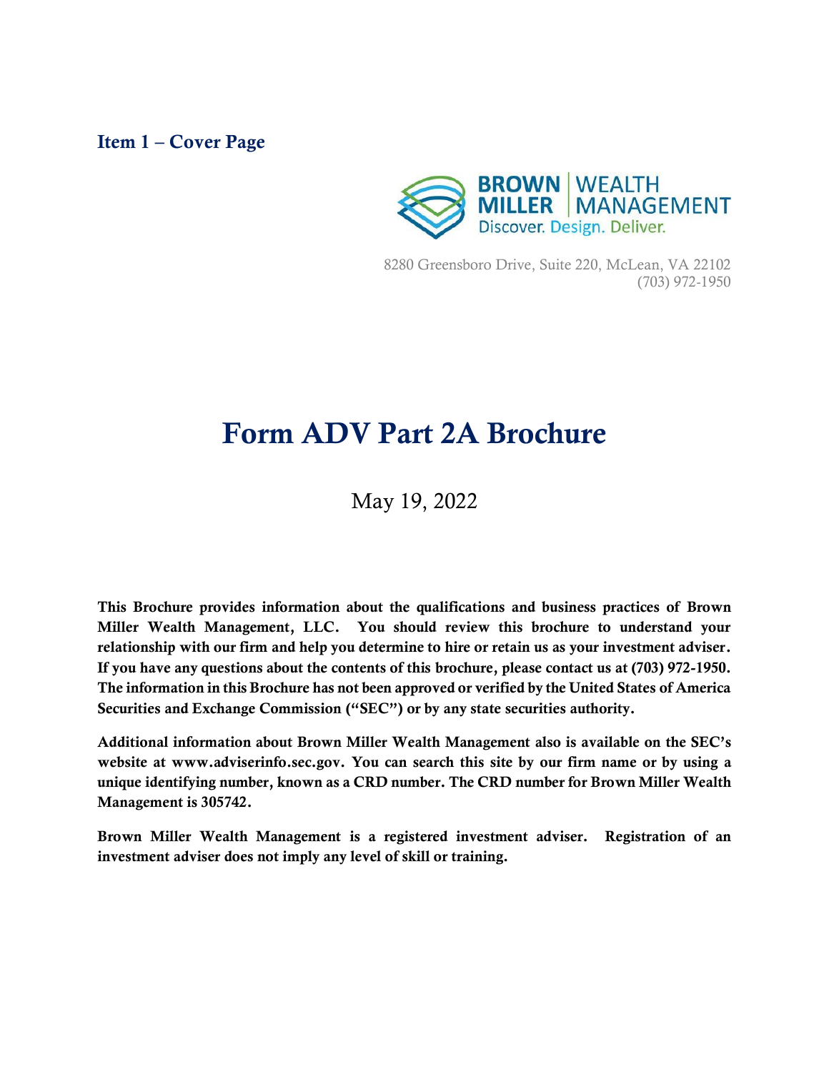## Item 1 – Cover Page

BROWN MILLER | WEALTH MANAGEMENT
Discover. Design. Deliver.

8280 Greensboro Drive, Suite 220, McLean, VA 22102
(703) 972-1950

# Form ADV Part 2A Brochure

May 19, 2022

**This Brochure provides information about the qualifications and business practices of Brown Miller Wealth Management, LLC. You should review this brochure to understand your relationship with our firm and help you determine to hire or retain us as your investment adviser. If you have any questions about the contents of this brochure, please contact us at (703) 972-1950. The information in this Brochure has not been approved or verified by the United States of America Securities and Exchange Commission ("SEC") or by any state securities authority.**

**Additional information about Brown Miller Wealth Management also is available on the SEC's website at www.adviserinfo.sec.gov. You can search this site by our firm name or by using a unique identifying number, known as a CRD number. The CRD number for Brown Miller Wealth Management is 305742.**

**Brown Miller Wealth Management is a registered investment adviser. Registration of an investment adviser does not imply any level of skill or training.**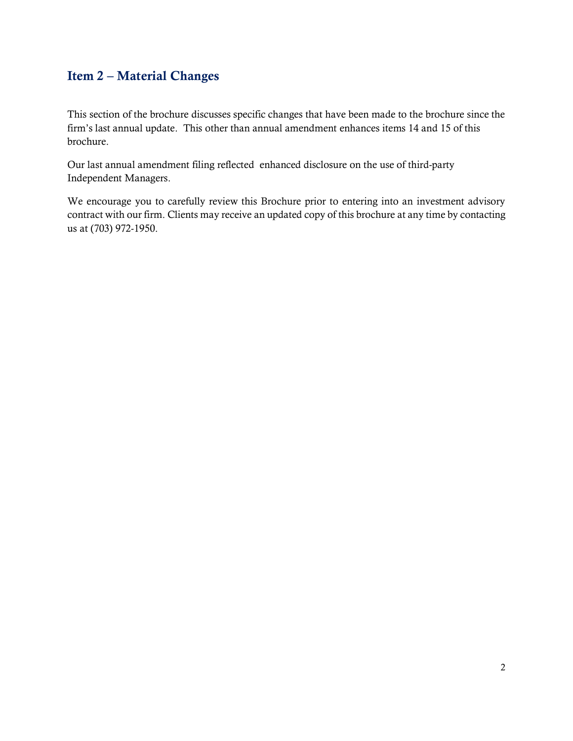## Item 2 – Material Changes

This section of the brochure discusses specific changes that have been made to the brochure since the firm's last annual update. This other than annual amendment enhances items 14 and 15 of this brochure.

Our last annual amendment filing reflected enhanced disclosure on the use of third-party Independent Managers.

We encourage you to carefully review this Brochure prior to entering into an investment advisory contract with our firm. Clients may receive an updated copy of this brochure at any time by contacting us at (703) 972-1950.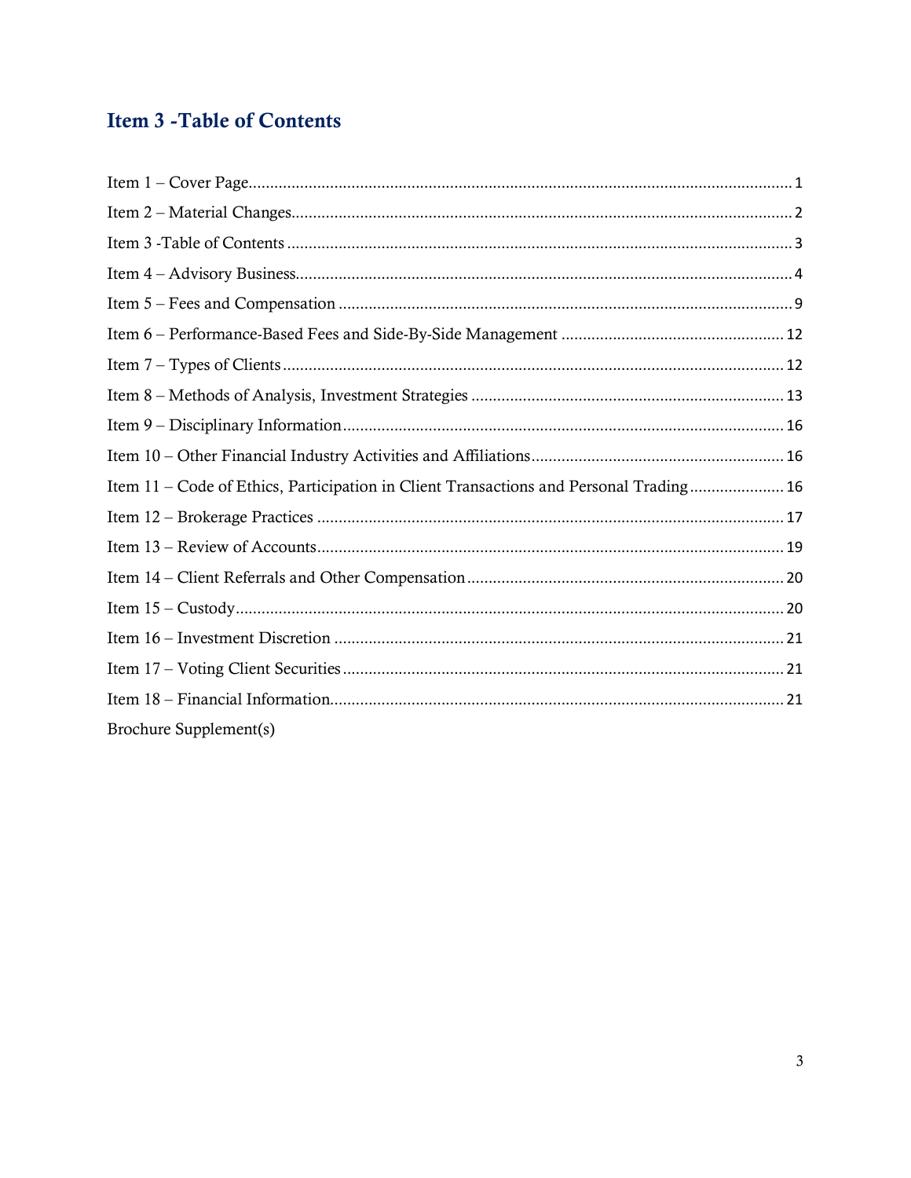## Item 3 -Table of Contents

Item 1 – Cover Page............................................................................................................................ 1

Item 2 – Material Changes.................................................................................................................. 2

Item 3 -Table of Contents ................................................................................................................... 3

Item 4 – Advisory Business................................................................................................................. 4

Item 5 – Fees and Compensation ........................................................................................................ 9

Item 6 – Performance-Based Fees and Side-By-Side Management .................................................. 12

Item 7 – Types of Clients .................................................................................................................. 12

Item 8 – Methods of Analysis, Investment Strategies ....................................................................... 13

Item 9 – Disciplinary Information..................................................................................................... 16

Item 10 – Other Financial Industry Activities and Affiliations.......................................................... 16

Item 11 – Code of Ethics, Participation in Client Transactions and Personal Trading...................... 16

Item 12 – Brokerage Practices ........................................................................................................... 17

Item 13 – Review of Accounts........................................................................................................... 19

Item 14 – Client Referrals and Other Compensation......................................................................... 20

Item 15 – Custody.............................................................................................................................. 20

Item 16 – Investment Discretion ....................................................................................................... 21

Item 17 – Voting Client Securities..................................................................................................... 21

Item 18 – Financial Information........................................................................................................ 21

Brochure Supplement(s)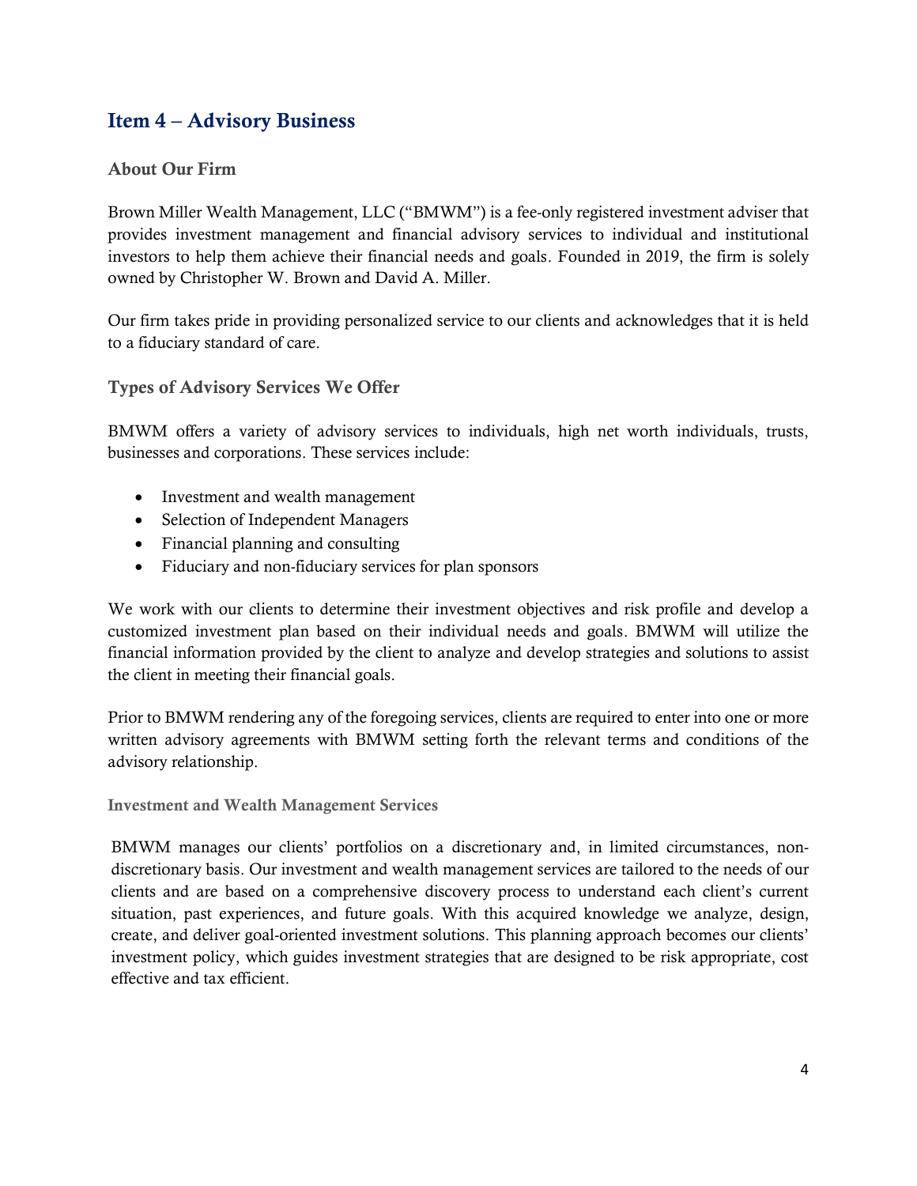## Item 4 – Advisory Business

### About Our Firm

Brown Miller Wealth Management, LLC ("BMWM") is a fee-only registered investment adviser that provides investment management and financial advisory services to individual and institutional investors to help them achieve their financial needs and goals. Founded in 2019, the firm is solely owned by Christopher W. Brown and David A. Miller.

Our firm takes pride in providing personalized service to our clients and acknowledges that it is held to a fiduciary standard of care.

### Types of Advisory Services We Offer

BMWM offers a variety of advisory services to individuals, high net worth individuals, trusts, businesses and corporations. These services include:

- Investment and wealth management
- Selection of Independent Managers
- Financial planning and consulting
- Fiduciary and non-fiduciary services for plan sponsors

We work with our clients to determine their investment objectives and risk profile and develop a customized investment plan based on their individual needs and goals. BMWM will utilize the financial information provided by the client to analyze and develop strategies and solutions to assist the client in meeting their financial goals.

Prior to BMWM rendering any of the foregoing services, clients are required to enter into one or more written advisory agreements with BMWM setting forth the relevant terms and conditions of the advisory relationship.

#### Investment and Wealth Management Services

BMWM manages our clients' portfolios on a discretionary and, in limited circumstances, non-discretionary basis. Our investment and wealth management services are tailored to the needs of our clients and are based on a comprehensive discovery process to understand each client's current situation, past experiences, and future goals. With this acquired knowledge we analyze, design, create, and deliver goal-oriented investment solutions. This planning approach becomes our clients' investment policy, which guides investment strategies that are designed to be risk appropriate, cost effective and tax efficient.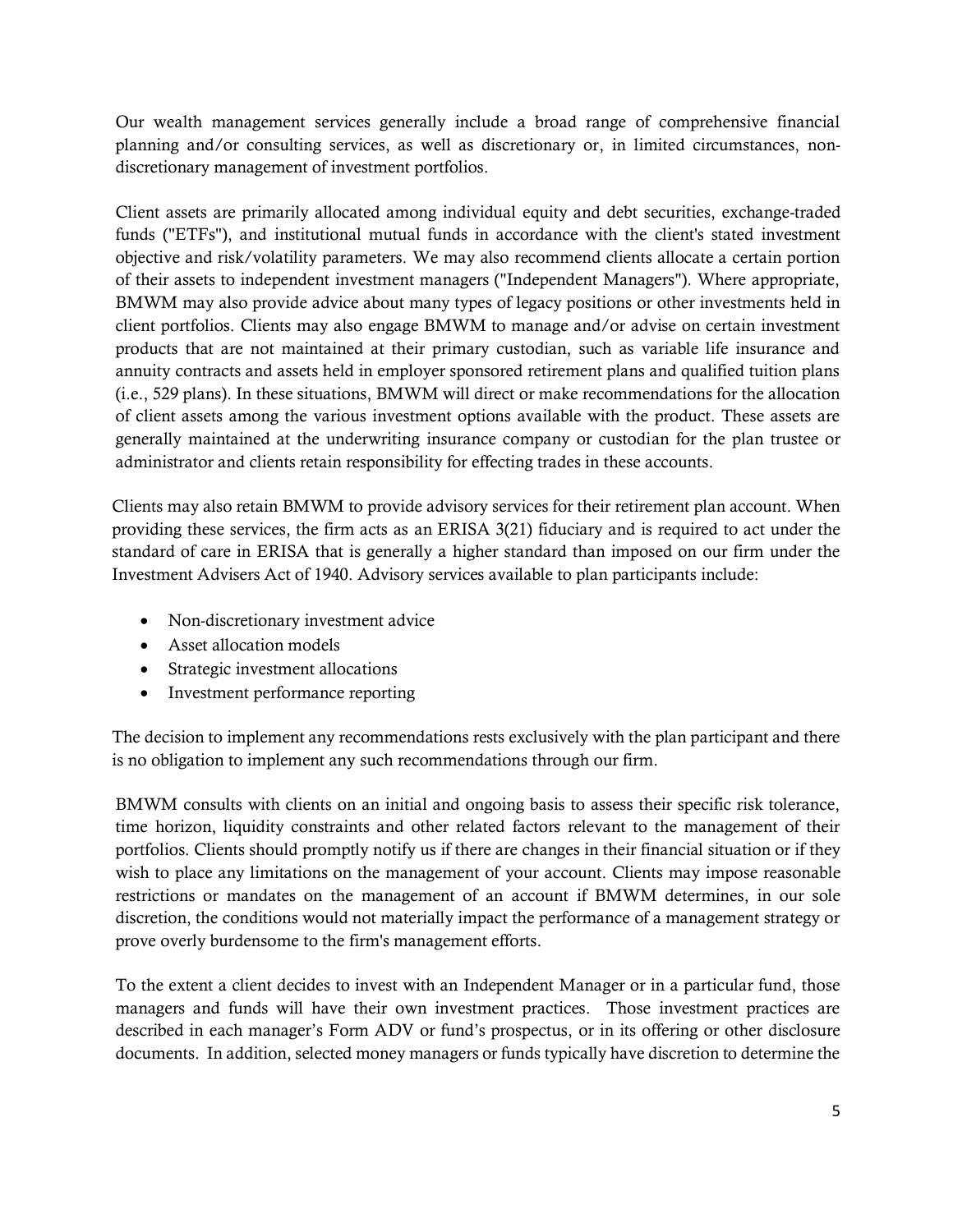Our wealth management services generally include a broad range of comprehensive financial planning and/or consulting services, as well as discretionary or, in limited circumstances, non-discretionary management of investment portfolios.

Client assets are primarily allocated among individual equity and debt securities, exchange-traded funds ("ETFs"), and institutional mutual funds in accordance with the client's stated investment objective and risk/volatility parameters. We may also recommend clients allocate a certain portion of their assets to independent investment managers ("Independent Managers"). Where appropriate, BMWM may also provide advice about many types of legacy positions or other investments held in client portfolios. Clients may also engage BMWM to manage and/or advise on certain investment products that are not maintained at their primary custodian, such as variable life insurance and annuity contracts and assets held in employer sponsored retirement plans and qualified tuition plans (i.e., 529 plans). In these situations, BMWM will direct or make recommendations for the allocation of client assets among the various investment options available with the product. These assets are generally maintained at the underwriting insurance company or custodian for the plan trustee or administrator and clients retain responsibility for effecting trades in these accounts.

Clients may also retain BMWM to provide advisory services for their retirement plan account. When providing these services, the firm acts as an ERISA 3(21) fiduciary and is required to act under the standard of care in ERISA that is generally a higher standard than imposed on our firm under the Investment Advisers Act of 1940. Advisory services available to plan participants include:

- Non-discretionary investment advice
- Asset allocation models
- Strategic investment allocations
- Investment performance reporting

The decision to implement any recommendations rests exclusively with the plan participant and there is no obligation to implement any such recommendations through our firm.

BMWM consults with clients on an initial and ongoing basis to assess their specific risk tolerance, time horizon, liquidity constraints and other related factors relevant to the management of their portfolios. Clients should promptly notify us if there are changes in their financial situation or if they wish to place any limitations on the management of your account. Clients may impose reasonable restrictions or mandates on the management of an account if BMWM determines, in our sole discretion, the conditions would not materially impact the performance of a management strategy or prove overly burdensome to the firm's management efforts.

To the extent a client decides to invest with an Independent Manager or in a particular fund, those managers and funds will have their own investment practices. Those investment practices are described in each manager's Form ADV or fund's prospectus, or in its offering or other disclosure documents. In addition, selected money managers or funds typically have discretion to determine the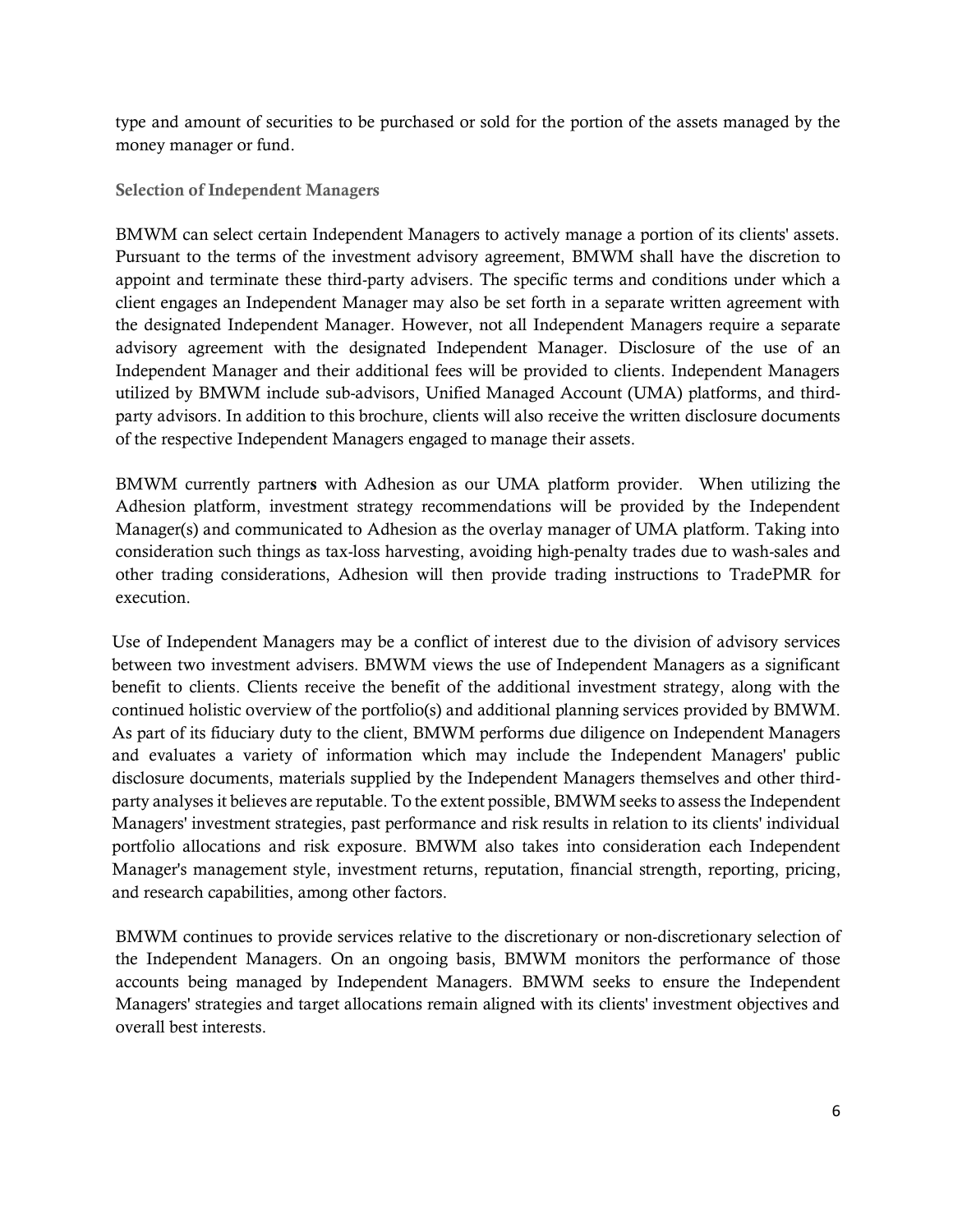type and amount of securities to be purchased or sold for the portion of the assets managed by the money manager or fund.

### Selection of Independent Managers

BMWM can select certain Independent Managers to actively manage a portion of its clients' assets. Pursuant to the terms of the investment advisory agreement, BMWM shall have the discretion to appoint and terminate these third-party advisers. The specific terms and conditions under which a client engages an Independent Manager may also be set forth in a separate written agreement with the designated Independent Manager. However, not all Independent Managers require a separate advisory agreement with the designated Independent Manager. Disclosure of the use of an Independent Manager and their additional fees will be provided to clients. Independent Managers utilized by BMWM include sub-advisors, Unified Managed Account (UMA) platforms, and third-party advisors. In addition to this brochure, clients will also receive the written disclosure documents of the respective Independent Managers engaged to manage their assets.

BMWM currently partners with Adhesion as our UMA platform provider. When utilizing the Adhesion platform, investment strategy recommendations will be provided by the Independent Manager(s) and communicated to Adhesion as the overlay manager of UMA platform. Taking into consideration such things as tax-loss harvesting, avoiding high-penalty trades due to wash-sales and other trading considerations, Adhesion will then provide trading instructions to TradePMR for execution.

Use of Independent Managers may be a conflict of interest due to the division of advisory services between two investment advisers. BMWM views the use of Independent Managers as a significant benefit to clients. Clients receive the benefit of the additional investment strategy, along with the continued holistic overview of the portfolio(s) and additional planning services provided by BMWM. As part of its fiduciary duty to the client, BMWM performs due diligence on Independent Managers and evaluates a variety of information which may include the Independent Managers' public disclosure documents, materials supplied by the Independent Managers themselves and other third-party analyses it believes are reputable. To the extent possible, BMWM seeks to assess the Independent Managers' investment strategies, past performance and risk results in relation to its clients' individual portfolio allocations and risk exposure. BMWM also takes into consideration each Independent Manager's management style, investment returns, reputation, financial strength, reporting, pricing, and research capabilities, among other factors.

BMWM continues to provide services relative to the discretionary or non-discretionary selection of the Independent Managers. On an ongoing basis, BMWM monitors the performance of those accounts being managed by Independent Managers. BMWM seeks to ensure the Independent Managers' strategies and target allocations remain aligned with its clients' investment objectives and overall best interests.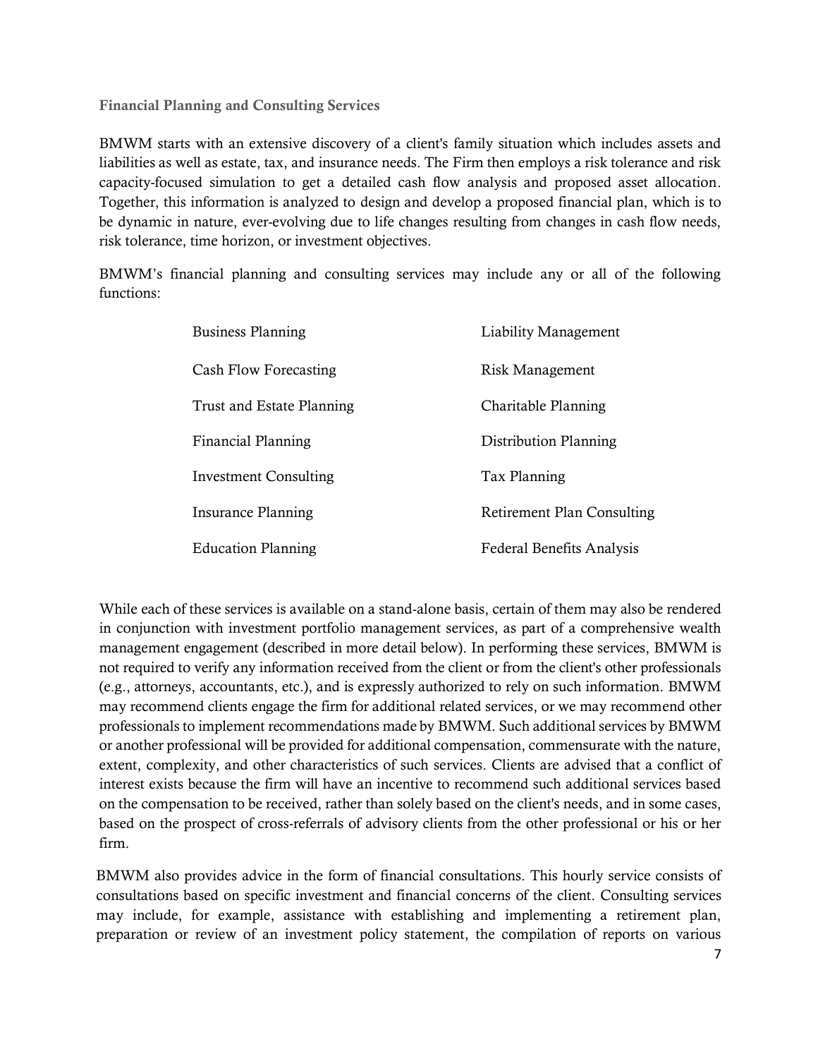### Financial Planning and Consulting Services

BMWM starts with an extensive discovery of a client's family situation which includes assets and liabilities as well as estate, tax, and insurance needs. The Firm then employs a risk tolerance and risk capacity-focused simulation to get a detailed cash flow analysis and proposed asset allocation. Together, this information is analyzed to design and develop a proposed financial plan, which is to be dynamic in nature, ever-evolving due to life changes resulting from changes in cash flow needs, risk tolerance, time horizon, or investment objectives.

BMWM's financial planning and consulting services may include any or all of the following functions:

| | |
|---|---|
| Business Planning | Liability Management |
| Cash Flow Forecasting | Risk Management |
| Trust and Estate Planning | Charitable Planning |
| Financial Planning | Distribution Planning |
| Investment Consulting | Tax Planning |
| Insurance Planning | Retirement Plan Consulting |
| Education Planning | Federal Benefits Analysis |

While each of these services is available on a stand-alone basis, certain of them may also be rendered in conjunction with investment portfolio management services, as part of a comprehensive wealth management engagement (described in more detail below). In performing these services, BMWM is not required to verify any information received from the client or from the client's other professionals (e.g., attorneys, accountants, etc.), and is expressly authorized to rely on such information. BMWM may recommend clients engage the firm for additional related services, or we may recommend other professionals to implement recommendations made by BMWM. Such additional services by BMWM or another professional will be provided for additional compensation, commensurate with the nature, extent, complexity, and other characteristics of such services. Clients are advised that a conflict of interest exists because the firm will have an incentive to recommend such additional services based on the compensation to be received, rather than solely based on the client's needs, and in some cases, based on the prospect of cross-referrals of advisory clients from the other professional or his or her firm.

BMWM also provides advice in the form of financial consultations. This hourly service consists of consultations based on specific investment and financial concerns of the client. Consulting services may include, for example, assistance with establishing and implementing a retirement plan, preparation or review of an investment policy statement, the compilation of reports on various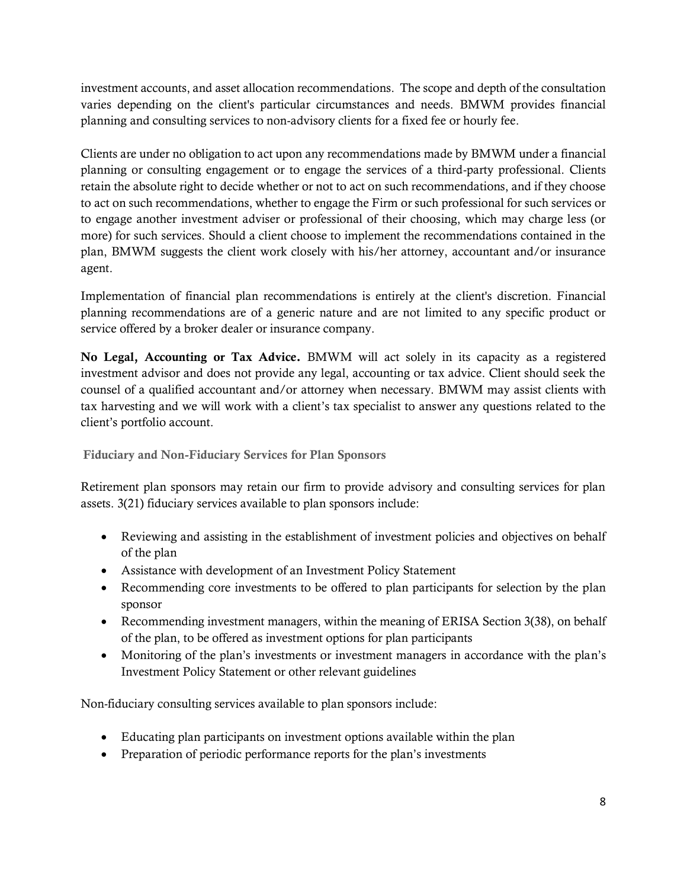investment accounts, and asset allocation recommendations. The scope and depth of the consultation varies depending on the client's particular circumstances and needs. BMWM provides financial planning and consulting services to non-advisory clients for a fixed fee or hourly fee.

Clients are under no obligation to act upon any recommendations made by BMWM under a financial planning or consulting engagement or to engage the services of a third-party professional. Clients retain the absolute right to decide whether or not to act on such recommendations, and if they choose to act on such recommendations, whether to engage the Firm or such professional for such services or to engage another investment adviser or professional of their choosing, which may charge less (or more) for such services. Should a client choose to implement the recommendations contained in the plan, BMWM suggests the client work closely with his/her attorney, accountant and/or insurance agent.

Implementation of financial plan recommendations is entirely at the client's discretion. Financial planning recommendations are of a generic nature and are not limited to any specific product or service offered by a broker dealer or insurance company.

**No Legal, Accounting or Tax Advice.** BMWM will act solely in its capacity as a registered investment advisor and does not provide any legal, accounting or tax advice. Client should seek the counsel of a qualified accountant and/or attorney when necessary. BMWM may assist clients with tax harvesting and we will work with a client's tax specialist to answer any questions related to the client's portfolio account.

### Fiduciary and Non-Fiduciary Services for Plan Sponsors

Retirement plan sponsors may retain our firm to provide advisory and consulting services for plan assets. 3(21) fiduciary services available to plan sponsors include:

- Reviewing and assisting in the establishment of investment policies and objectives on behalf of the plan
- Assistance with development of an Investment Policy Statement
- Recommending core investments to be offered to plan participants for selection by the plan sponsor
- Recommending investment managers, within the meaning of ERISA Section 3(38), on behalf of the plan, to be offered as investment options for plan participants
- Monitoring of the plan's investments or investment managers in accordance with the plan's Investment Policy Statement or other relevant guidelines

Non-fiduciary consulting services available to plan sponsors include:

- Educating plan participants on investment options available within the plan
- Preparation of periodic performance reports for the plan's investments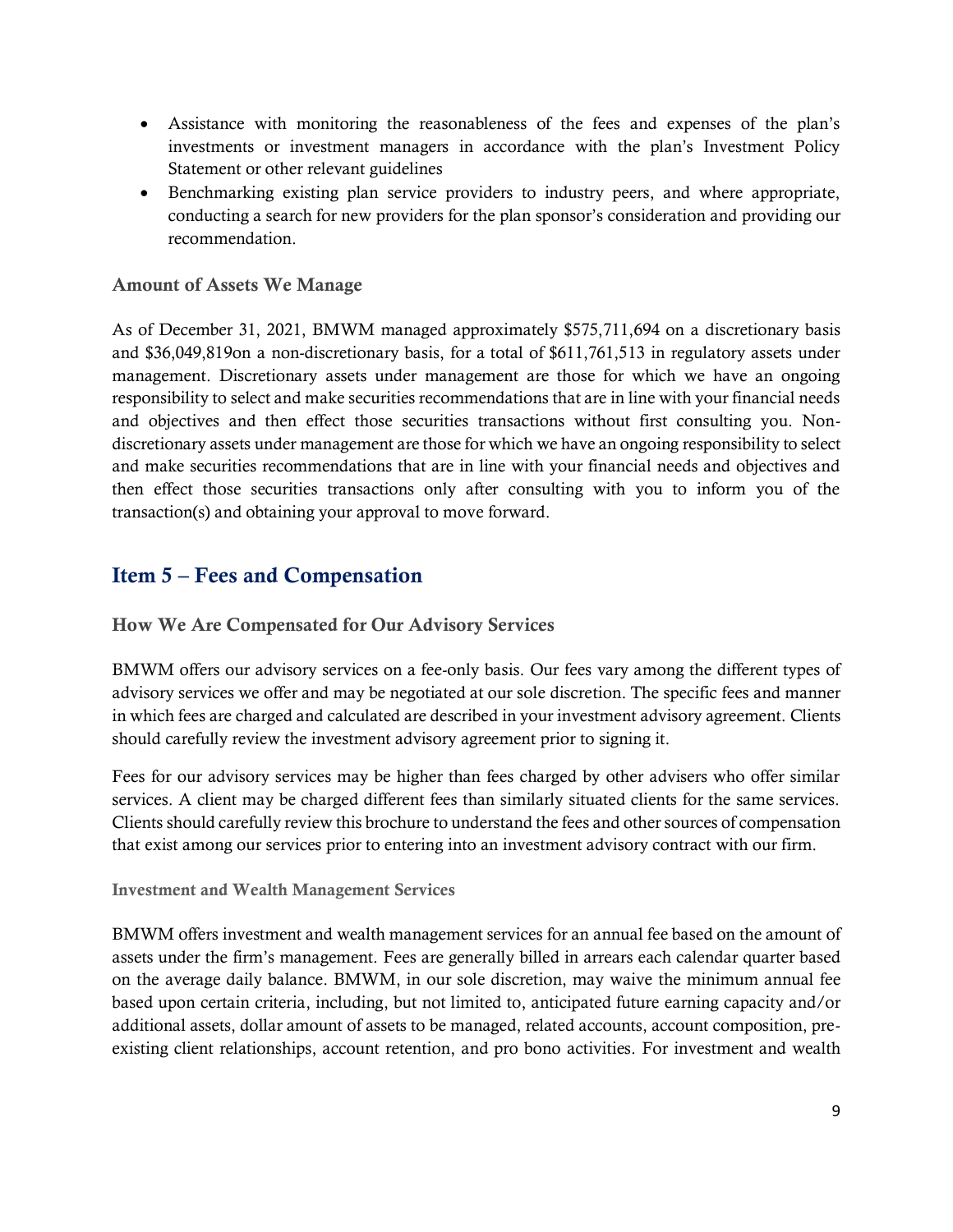- Assistance with monitoring the reasonableness of the fees and expenses of the plan's investments or investment managers in accordance with the plan's Investment Policy Statement or other relevant guidelines
- Benchmarking existing plan service providers to industry peers, and where appropriate, conducting a search for new providers for the plan sponsor's consideration and providing our recommendation.

### Amount of Assets We Manage

As of December 31, 2021, BMWM managed approximately $575,711,694 on a discretionary basis and $36,049,819on a non-discretionary basis, for a total of $611,761,513 in regulatory assets under management. Discretionary assets under management are those for which we have an ongoing responsibility to select and make securities recommendations that are in line with your financial needs and objectives and then effect those securities transactions without first consulting you. Non-discretionary assets under management are those for which we have an ongoing responsibility to select and make securities recommendations that are in line with your financial needs and objectives and then effect those securities transactions only after consulting with you to inform you of the transaction(s) and obtaining your approval to move forward.

## Item 5 – Fees and Compensation

### How We Are Compensated for Our Advisory Services

BMWM offers our advisory services on a fee-only basis. Our fees vary among the different types of advisory services we offer and may be negotiated at our sole discretion. The specific fees and manner in which fees are charged and calculated are described in your investment advisory agreement. Clients should carefully review the investment advisory agreement prior to signing it.

Fees for our advisory services may be higher than fees charged by other advisers who offer similar services. A client may be charged different fees than similarly situated clients for the same services. Clients should carefully review this brochure to understand the fees and other sources of compensation that exist among our services prior to entering into an investment advisory contract with our firm.

#### Investment and Wealth Management Services

BMWM offers investment and wealth management services for an annual fee based on the amount of assets under the firm's management. Fees are generally billed in arrears each calendar quarter based on the average daily balance. BMWM, in our sole discretion, may waive the minimum annual fee based upon certain criteria, including, but not limited to, anticipated future earning capacity and/or additional assets, dollar amount of assets to be managed, related accounts, account composition, pre-existing client relationships, account retention, and pro bono activities. For investment and wealth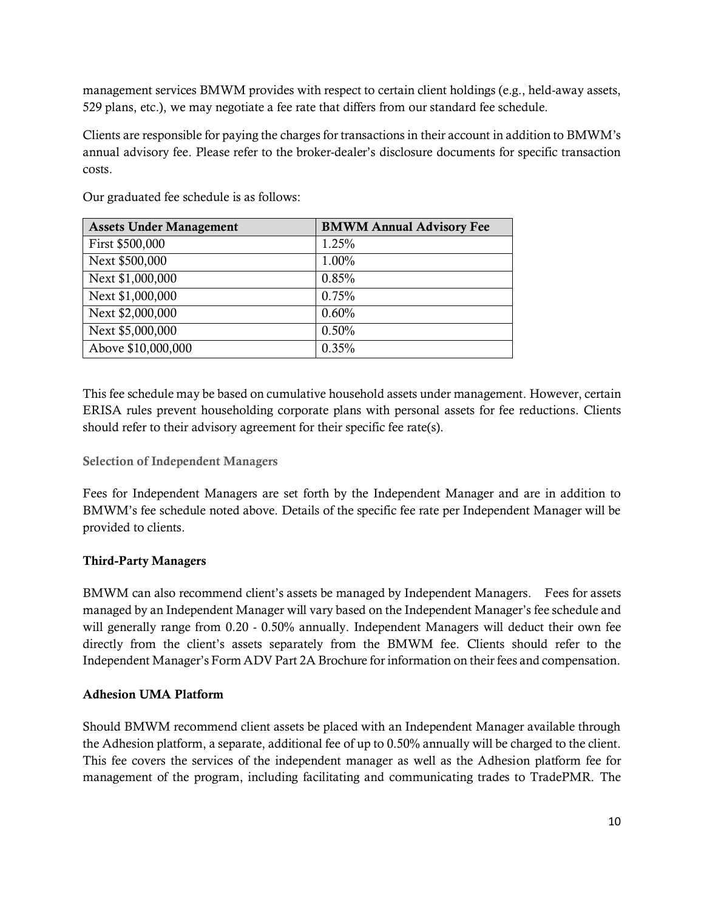management services BMWM provides with respect to certain client holdings (e.g., held-away assets, 529 plans, etc.), we may negotiate a fee rate that differs from our standard fee schedule.

Clients are responsible for paying the charges for transactions in their account in addition to BMWM's annual advisory fee. Please refer to the broker-dealer's disclosure documents for specific transaction costs.

Our graduated fee schedule is as follows:

| Assets Under Management | BMWM Annual Advisory Fee |
| --- | --- |
| First $500,000 | 1.25% |
| Next $500,000 | 1.00% |
| Next $1,000,000 | 0.85% |
| Next $1,000,000 | 0.75% |
| Next $2,000,000 | 0.60% |
| Next $5,000,000 | 0.50% |
| Above $10,000,000 | 0.35% |

This fee schedule may be based on cumulative household assets under management. However, certain ERISA rules prevent householding corporate plans with personal assets for fee reductions. Clients should refer to their advisory agreement for their specific fee rate(s).

#### Selection of Independent Managers

Fees for Independent Managers are set forth by the Independent Manager and are in addition to BMWM's fee schedule noted above. Details of the specific fee rate per Independent Manager will be provided to clients.

### Third-Party Managers

BMWM can also recommend client's assets be managed by Independent Managers. Fees for assets managed by an Independent Manager will vary based on the Independent Manager's fee schedule and will generally range from 0.20 - 0.50% annually. Independent Managers will deduct their own fee directly from the client's assets separately from the BMWM fee. Clients should refer to the Independent Manager's Form ADV Part 2A Brochure for information on their fees and compensation.

### Adhesion UMA Platform

Should BMWM recommend client assets be placed with an Independent Manager available through the Adhesion platform, a separate, additional fee of up to 0.50% annually will be charged to the client. This fee covers the services of the independent manager as well as the Adhesion platform fee for management of the program, including facilitating and communicating trades to TradePMR. The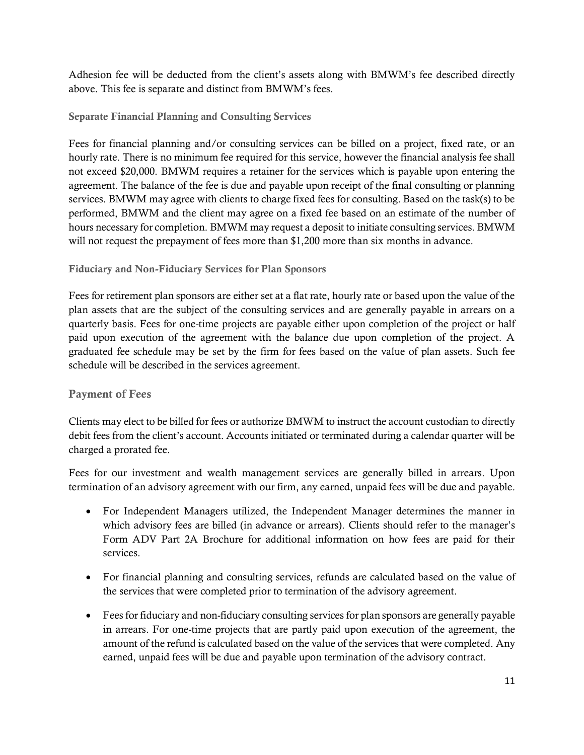Adhesion fee will be deducted from the client's assets along with BMWM's fee described directly above. This fee is separate and distinct from BMWM's fees.

### Separate Financial Planning and Consulting Services

Fees for financial planning and/or consulting services can be billed on a project, fixed rate, or an hourly rate. There is no minimum fee required for this service, however the financial analysis fee shall not exceed $20,000. BMWM requires a retainer for the services which is payable upon entering the agreement. The balance of the fee is due and payable upon receipt of the final consulting or planning services. BMWM may agree with clients to charge fixed fees for consulting. Based on the task(s) to be performed, BMWM and the client may agree on a fixed fee based on an estimate of the number of hours necessary for completion. BMWM may request a deposit to initiate consulting services. BMWM will not request the prepayment of fees more than $1,200 more than six months in advance.

### Fiduciary and Non-Fiduciary Services for Plan Sponsors

Fees for retirement plan sponsors are either set at a flat rate, hourly rate or based upon the value of the plan assets that are the subject of the consulting services and are generally payable in arrears on a quarterly basis. Fees for one-time projects are payable either upon completion of the project or half paid upon execution of the agreement with the balance due upon completion of the project. A graduated fee schedule may be set by the firm for fees based on the value of plan assets. Such fee schedule will be described in the services agreement.

## Payment of Fees

Clients may elect to be billed for fees or authorize BMWM to instruct the account custodian to directly debit fees from the client's account. Accounts initiated or terminated during a calendar quarter will be charged a prorated fee.

Fees for our investment and wealth management services are generally billed in arrears. Upon termination of an advisory agreement with our firm, any earned, unpaid fees will be due and payable.

- For Independent Managers utilized, the Independent Manager determines the manner in which advisory fees are billed (in advance or arrears). Clients should refer to the manager's Form ADV Part 2A Brochure for additional information on how fees are paid for their services.

- For financial planning and consulting services, refunds are calculated based on the value of the services that were completed prior to termination of the advisory agreement.

- Fees for fiduciary and non-fiduciary consulting services for plan sponsors are generally payable in arrears. For one-time projects that are partly paid upon execution of the agreement, the amount of the refund is calculated based on the value of the services that were completed. Any earned, unpaid fees will be due and payable upon termination of the advisory contract.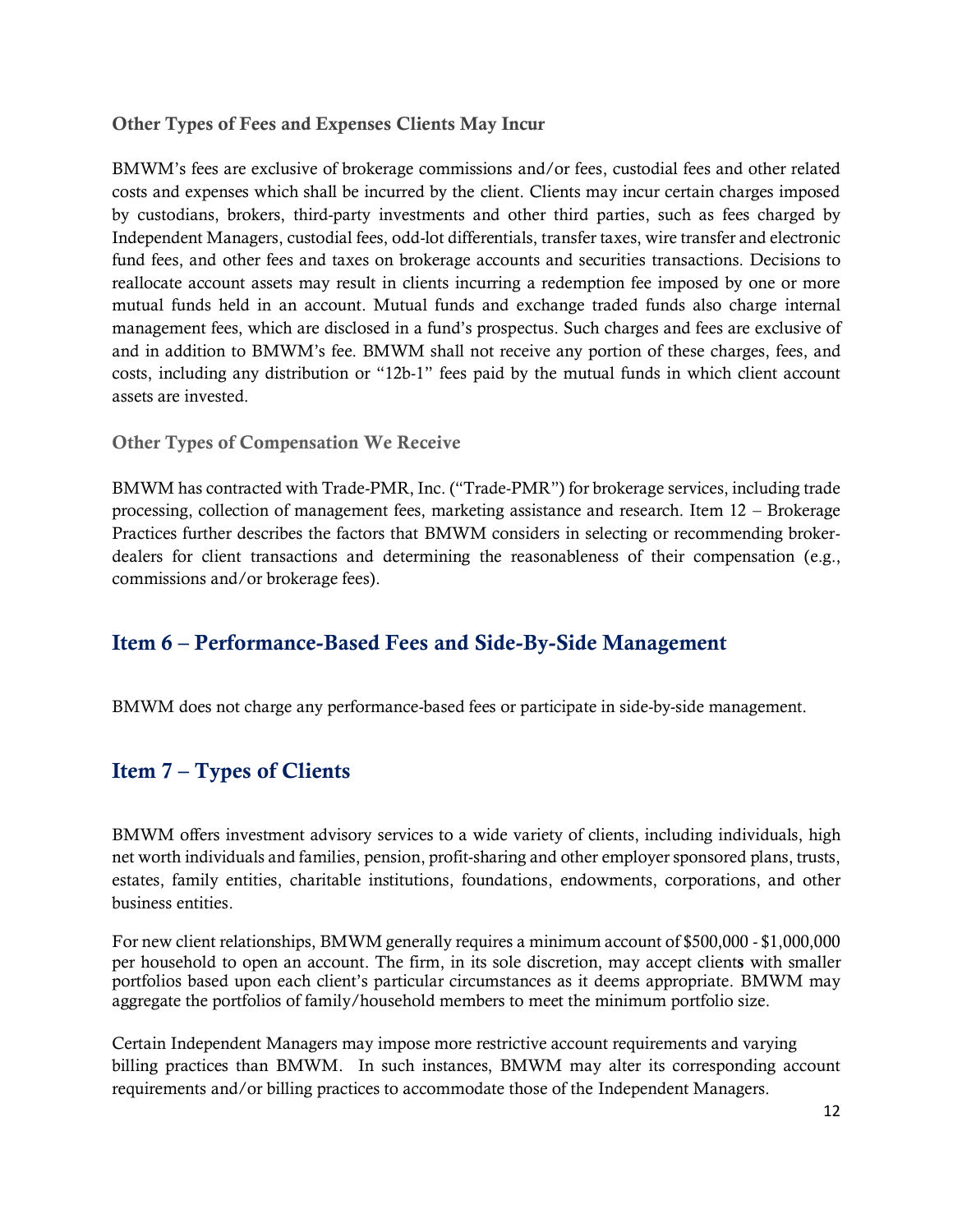### Other Types of Fees and Expenses Clients May Incur

BMWM's fees are exclusive of brokerage commissions and/or fees, custodial fees and other related costs and expenses which shall be incurred by the client. Clients may incur certain charges imposed by custodians, brokers, third-party investments and other third parties, such as fees charged by Independent Managers, custodial fees, odd-lot differentials, transfer taxes, wire transfer and electronic fund fees, and other fees and taxes on brokerage accounts and securities transactions. Decisions to reallocate account assets may result in clients incurring a redemption fee imposed by one or more mutual funds held in an account. Mutual funds and exchange traded funds also charge internal management fees, which are disclosed in a fund's prospectus. Such charges and fees are exclusive of and in addition to BMWM's fee. BMWM shall not receive any portion of these charges, fees, and costs, including any distribution or "12b-1" fees paid by the mutual funds in which client account assets are invested.

### Other Types of Compensation We Receive

BMWM has contracted with Trade-PMR, Inc. ("Trade-PMR") for brokerage services, including trade processing, collection of management fees, marketing assistance and research. Item 12 – Brokerage Practices further describes the factors that BMWM considers in selecting or recommending broker-dealers for client transactions and determining the reasonableness of their compensation (e.g., commissions and/or brokerage fees).

## Item 6 – Performance-Based Fees and Side-By-Side Management

BMWM does not charge any performance-based fees or participate in side-by-side management.

## Item 7 – Types of Clients

BMWM offers investment advisory services to a wide variety of clients, including individuals, high net worth individuals and families, pension, profit-sharing and other employer sponsored plans, trusts, estates, family entities, charitable institutions, foundations, endowments, corporations, and other business entities.

For new client relationships, BMWM generally requires a minimum account of $500,000 - $1,000,000 per household to open an account. The firm, in its sole discretion, may accept clients with smaller portfolios based upon each client's particular circumstances as it deems appropriate. BMWM may aggregate the portfolios of family/household members to meet the minimum portfolio size.

Certain Independent Managers may impose more restrictive account requirements and varying billing practices than BMWM. In such instances, BMWM may alter its corresponding account requirements and/or billing practices to accommodate those of the Independent Managers.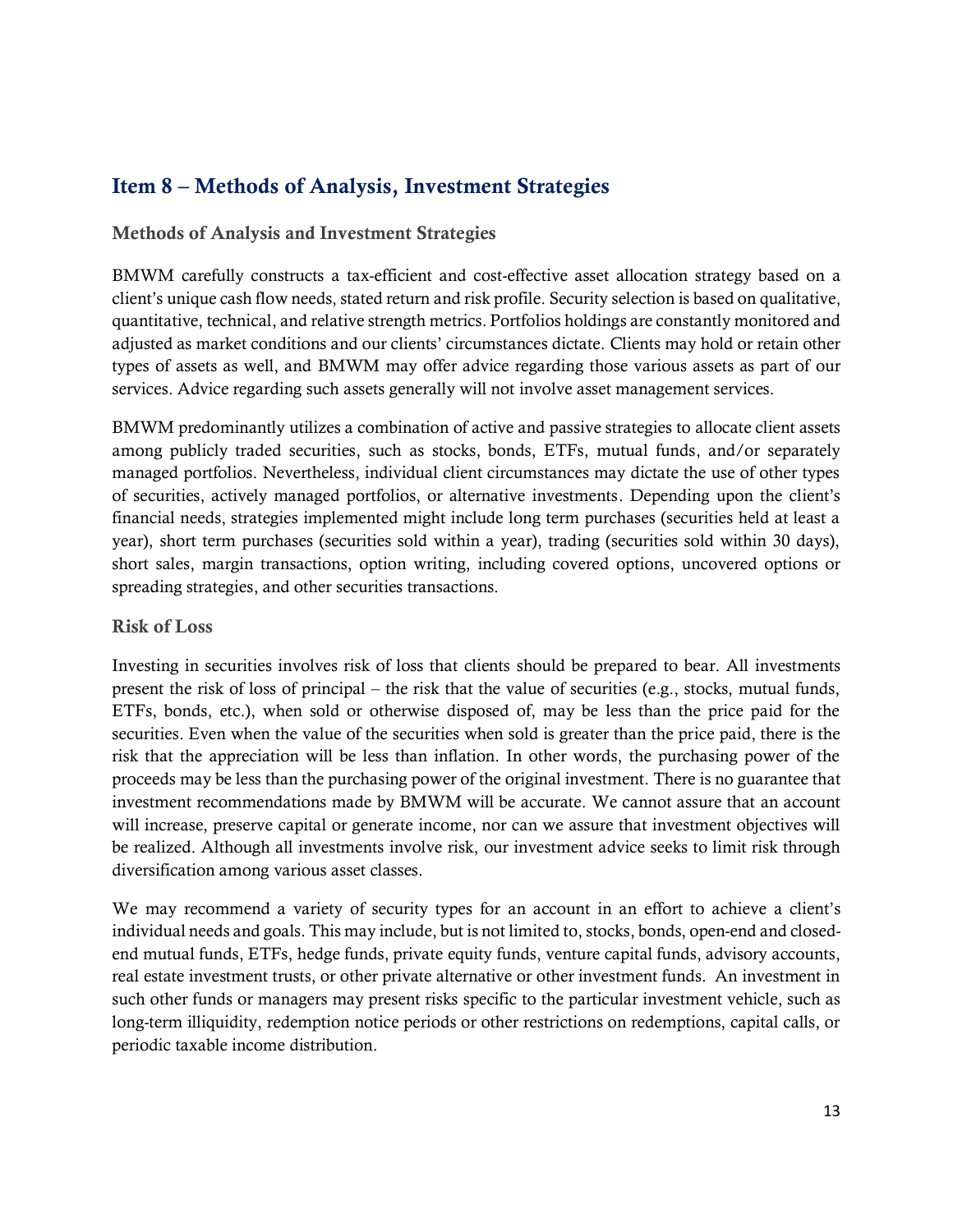## Item 8 – Methods of Analysis, Investment Strategies

### Methods of Analysis and Investment Strategies

BMWM carefully constructs a tax-efficient and cost-effective asset allocation strategy based on a client's unique cash flow needs, stated return and risk profile. Security selection is based on qualitative, quantitative, technical, and relative strength metrics. Portfolios holdings are constantly monitored and adjusted as market conditions and our clients' circumstances dictate. Clients may hold or retain other types of assets as well, and BMWM may offer advice regarding those various assets as part of our services. Advice regarding such assets generally will not involve asset management services.

BMWM predominantly utilizes a combination of active and passive strategies to allocate client assets among publicly traded securities, such as stocks, bonds, ETFs, mutual funds, and/or separately managed portfolios. Nevertheless, individual client circumstances may dictate the use of other types of securities, actively managed portfolios, or alternative investments. Depending upon the client's financial needs, strategies implemented might include long term purchases (securities held at least a year), short term purchases (securities sold within a year), trading (securities sold within 30 days), short sales, margin transactions, option writing, including covered options, uncovered options or spreading strategies, and other securities transactions.

### Risk of Loss

Investing in securities involves risk of loss that clients should be prepared to bear. All investments present the risk of loss of principal – the risk that the value of securities (e.g., stocks, mutual funds, ETFs, bonds, etc.), when sold or otherwise disposed of, may be less than the price paid for the securities. Even when the value of the securities when sold is greater than the price paid, there is the risk that the appreciation will be less than inflation. In other words, the purchasing power of the proceeds may be less than the purchasing power of the original investment. There is no guarantee that investment recommendations made by BMWM will be accurate. We cannot assure that an account will increase, preserve capital or generate income, nor can we assure that investment objectives will be realized. Although all investments involve risk, our investment advice seeks to limit risk through diversification among various asset classes.

We may recommend a variety of security types for an account in an effort to achieve a client's individual needs and goals. This may include, but is not limited to, stocks, bonds, open-end and closed-end mutual funds, ETFs, hedge funds, private equity funds, venture capital funds, advisory accounts, real estate investment trusts, or other private alternative or other investment funds. An investment in such other funds or managers may present risks specific to the particular investment vehicle, such as long-term illiquidity, redemption notice periods or other restrictions on redemptions, capital calls, or periodic taxable income distribution.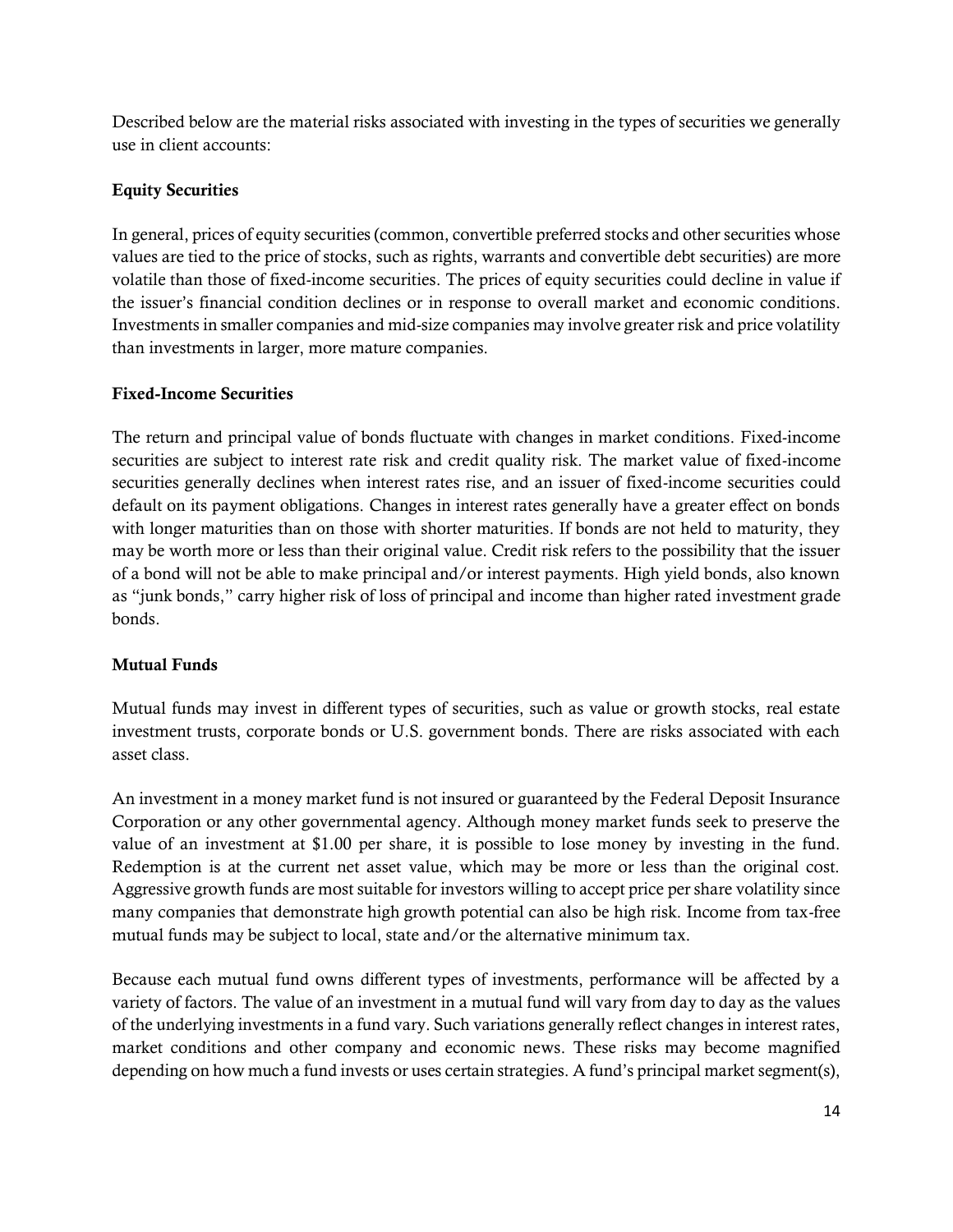Described below are the material risks associated with investing in the types of securities we generally use in client accounts:

**Equity Securities**

In general, prices of equity securities (common, convertible preferred stocks and other securities whose values are tied to the price of stocks, such as rights, warrants and convertible debt securities) are more volatile than those of fixed-income securities. The prices of equity securities could decline in value if the issuer's financial condition declines or in response to overall market and economic conditions. Investments in smaller companies and mid-size companies may involve greater risk and price volatility than investments in larger, more mature companies.

**Fixed-Income Securities**

The return and principal value of bonds fluctuate with changes in market conditions. Fixed-income securities are subject to interest rate risk and credit quality risk. The market value of fixed-income securities generally declines when interest rates rise, and an issuer of fixed-income securities could default on its payment obligations. Changes in interest rates generally have a greater effect on bonds with longer maturities than on those with shorter maturities. If bonds are not held to maturity, they may be worth more or less than their original value. Credit risk refers to the possibility that the issuer of a bond will not be able to make principal and/or interest payments. High yield bonds, also known as "junk bonds," carry higher risk of loss of principal and income than higher rated investment grade bonds.

**Mutual Funds**

Mutual funds may invest in different types of securities, such as value or growth stocks, real estate investment trusts, corporate bonds or U.S. government bonds. There are risks associated with each asset class.

An investment in a money market fund is not insured or guaranteed by the Federal Deposit Insurance Corporation or any other governmental agency. Although money market funds seek to preserve the value of an investment at $1.00 per share, it is possible to lose money by investing in the fund. Redemption is at the current net asset value, which may be more or less than the original cost. Aggressive growth funds are most suitable for investors willing to accept price per share volatility since many companies that demonstrate high growth potential can also be high risk. Income from tax-free mutual funds may be subject to local, state and/or the alternative minimum tax.

Because each mutual fund owns different types of investments, performance will be affected by a variety of factors. The value of an investment in a mutual fund will vary from day to day as the values of the underlying investments in a fund vary. Such variations generally reflect changes in interest rates, market conditions and other company and economic news. These risks may become magnified depending on how much a fund invests or uses certain strategies. A fund's principal market segment(s),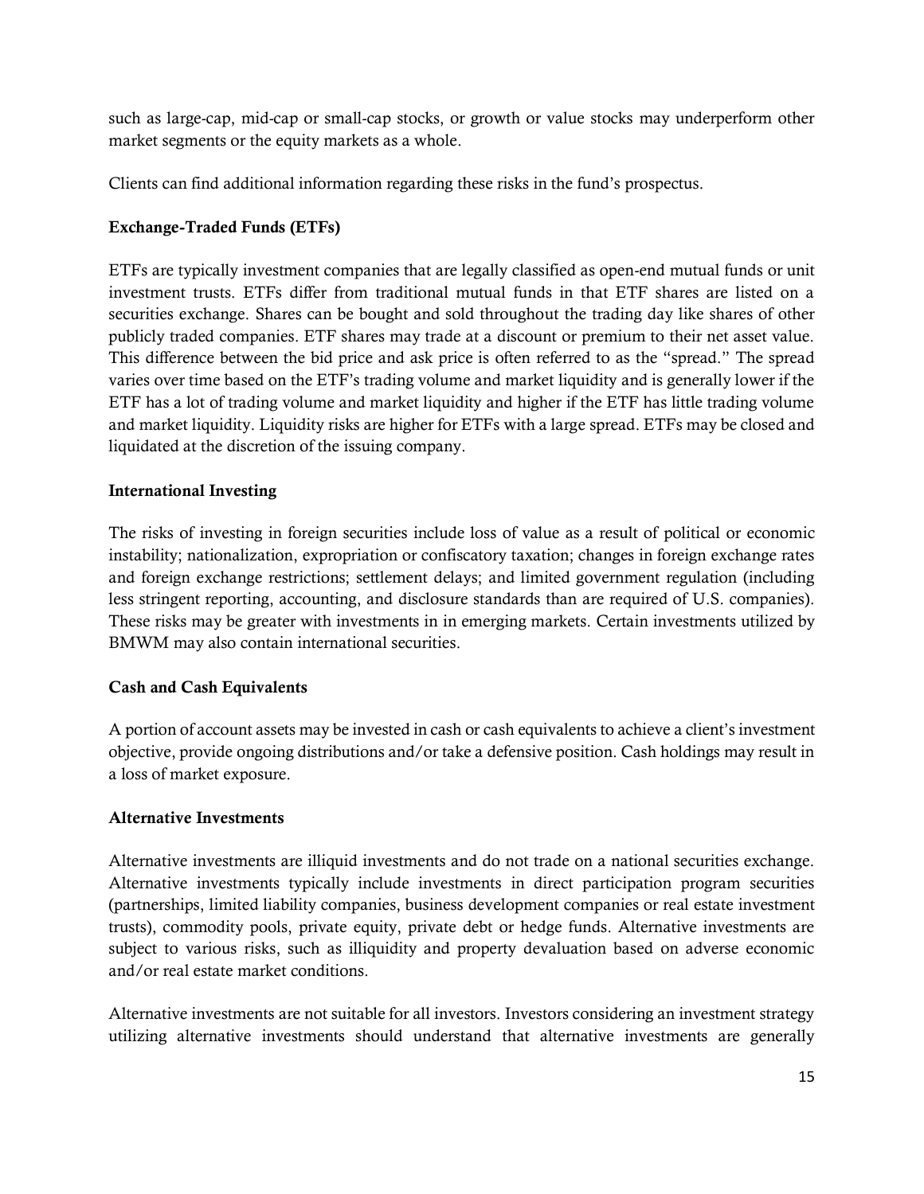such as large-cap, mid-cap or small-cap stocks, or growth or value stocks may underperform other market segments or the equity markets as a whole.

Clients can find additional information regarding these risks in the fund's prospectus.

**Exchange-Traded Funds (ETFs)**

ETFs are typically investment companies that are legally classified as open-end mutual funds or unit investment trusts. ETFs differ from traditional mutual funds in that ETF shares are listed on a securities exchange. Shares can be bought and sold throughout the trading day like shares of other publicly traded companies. ETF shares may trade at a discount or premium to their net asset value. This difference between the bid price and ask price is often referred to as the "spread." The spread varies over time based on the ETF's trading volume and market liquidity and is generally lower if the ETF has a lot of trading volume and market liquidity and higher if the ETF has little trading volume and market liquidity. Liquidity risks are higher for ETFs with a large spread. ETFs may be closed and liquidated at the discretion of the issuing company.

**International Investing**

The risks of investing in foreign securities include loss of value as a result of political or economic instability; nationalization, expropriation or confiscatory taxation; changes in foreign exchange rates and foreign exchange restrictions; settlement delays; and limited government regulation (including less stringent reporting, accounting, and disclosure standards than are required of U.S. companies). These risks may be greater with investments in in emerging markets. Certain investments utilized by BMWM may also contain international securities.

**Cash and Cash Equivalents**

A portion of account assets may be invested in cash or cash equivalents to achieve a client's investment objective, provide ongoing distributions and/or take a defensive position. Cash holdings may result in a loss of market exposure.

**Alternative Investments**

Alternative investments are illiquid investments and do not trade on a national securities exchange. Alternative investments typically include investments in direct participation program securities (partnerships, limited liability companies, business development companies or real estate investment trusts), commodity pools, private equity, private debt or hedge funds. Alternative investments are subject to various risks, such as illiquidity and property devaluation based on adverse economic and/or real estate market conditions.

Alternative investments are not suitable for all investors. Investors considering an investment strategy utilizing alternative investments should understand that alternative investments are generally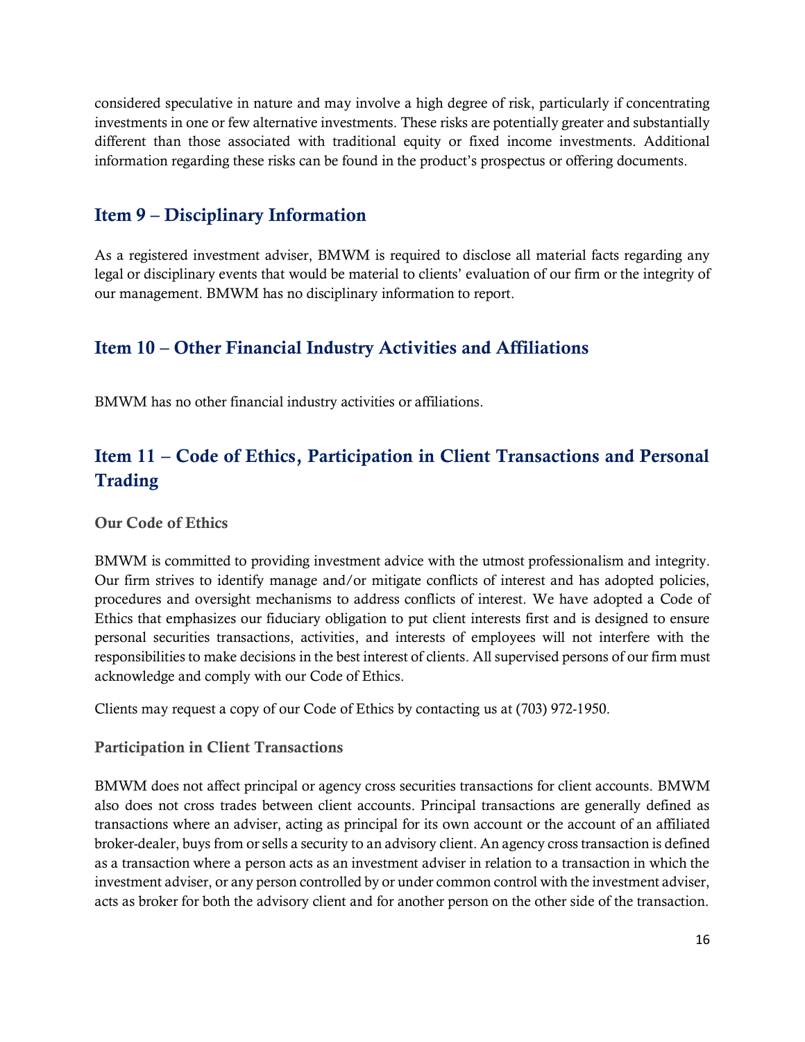considered speculative in nature and may involve a high degree of risk, particularly if concentrating investments in one or few alternative investments. These risks are potentially greater and substantially different than those associated with traditional equity or fixed income investments. Additional information regarding these risks can be found in the product's prospectus or offering documents.

## Item 9 – Disciplinary Information

As a registered investment adviser, BMWM is required to disclose all material facts regarding any legal or disciplinary events that would be material to clients' evaluation of our firm or the integrity of our management. BMWM has no disciplinary information to report.

## Item 10 – Other Financial Industry Activities and Affiliations

BMWM has no other financial industry activities or affiliations.

## Item 11 – Code of Ethics, Participation in Client Transactions and Personal Trading

### Our Code of Ethics

BMWM is committed to providing investment advice with the utmost professionalism and integrity. Our firm strives to identify manage and/or mitigate conflicts of interest and has adopted policies, procedures and oversight mechanisms to address conflicts of interest. We have adopted a Code of Ethics that emphasizes our fiduciary obligation to put client interests first and is designed to ensure personal securities transactions, activities, and interests of employees will not interfere with the responsibilities to make decisions in the best interest of clients. All supervised persons of our firm must acknowledge and comply with our Code of Ethics.

Clients may request a copy of our Code of Ethics by contacting us at (703) 972-1950.

### Participation in Client Transactions

BMWM does not affect principal or agency cross securities transactions for client accounts. BMWM also does not cross trades between client accounts. Principal transactions are generally defined as transactions where an adviser, acting as principal for its own account or the account of an affiliated broker-dealer, buys from or sells a security to an advisory client. An agency cross transaction is defined as a transaction where a person acts as an investment adviser in relation to a transaction in which the investment adviser, or any person controlled by or under common control with the investment adviser, acts as broker for both the advisory client and for another person on the other side of the transaction.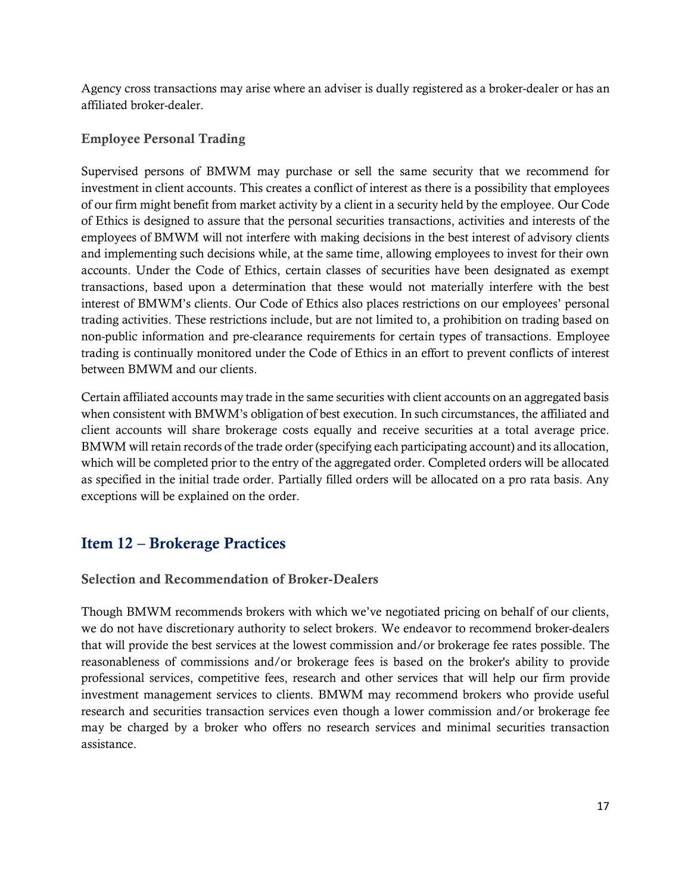Agency cross transactions may arise where an adviser is dually registered as a broker-dealer or has an affiliated broker-dealer.

### Employee Personal Trading

Supervised persons of BMWM may purchase or sell the same security that we recommend for investment in client accounts. This creates a conflict of interest as there is a possibility that employees of our firm might benefit from market activity by a client in a security held by the employee. Our Code of Ethics is designed to assure that the personal securities transactions, activities and interests of the employees of BMWM will not interfere with making decisions in the best interest of advisory clients and implementing such decisions while, at the same time, allowing employees to invest for their own accounts. Under the Code of Ethics, certain classes of securities have been designated as exempt transactions, based upon a determination that these would not materially interfere with the best interest of BMWM's clients. Our Code of Ethics also places restrictions on our employees' personal trading activities. These restrictions include, but are not limited to, a prohibition on trading based on non-public information and pre-clearance requirements for certain types of transactions. Employee trading is continually monitored under the Code of Ethics in an effort to prevent conflicts of interest between BMWM and our clients.

Certain affiliated accounts may trade in the same securities with client accounts on an aggregated basis when consistent with BMWM's obligation of best execution. In such circumstances, the affiliated and client accounts will share brokerage costs equally and receive securities at a total average price. BMWM will retain records of the trade order (specifying each participating account) and its allocation, which will be completed prior to the entry of the aggregated order. Completed orders will be allocated as specified in the initial trade order. Partially filled orders will be allocated on a pro rata basis. Any exceptions will be explained on the order.

## Item 12 – Brokerage Practices

### Selection and Recommendation of Broker-Dealers

Though BMWM recommends brokers with which we've negotiated pricing on behalf of our clients, we do not have discretionary authority to select brokers. We endeavor to recommend broker-dealers that will provide the best services at the lowest commission and/or brokerage fee rates possible. The reasonableness of commissions and/or brokerage fees is based on the broker's ability to provide professional services, competitive fees, research and other services that will help our firm provide investment management services to clients. BMWM may recommend brokers who provide useful research and securities transaction services even though a lower commission and/or brokerage fee may be charged by a broker who offers no research services and minimal securities transaction assistance.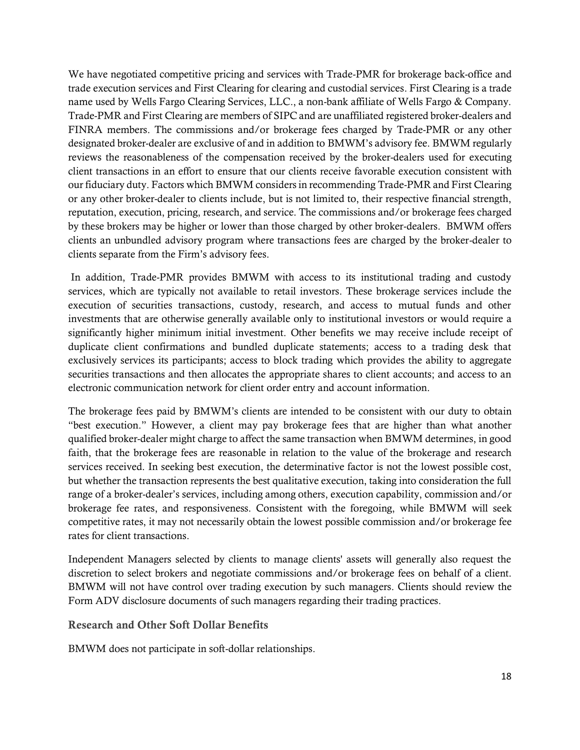We have negotiated competitive pricing and services with Trade-PMR for brokerage back-office and trade execution services and First Clearing for clearing and custodial services. First Clearing is a trade name used by Wells Fargo Clearing Services, LLC., a non-bank affiliate of Wells Fargo & Company. Trade-PMR and First Clearing are members of SIPC and are unaffiliated registered broker-dealers and FINRA members. The commissions and/or brokerage fees charged by Trade-PMR or any other designated broker-dealer are exclusive of and in addition to BMWM's advisory fee. BMWM regularly reviews the reasonableness of the compensation received by the broker-dealers used for executing client transactions in an effort to ensure that our clients receive favorable execution consistent with our fiduciary duty. Factors which BMWM considers in recommending Trade-PMR and First Clearing or any other broker-dealer to clients include, but is not limited to, their respective financial strength, reputation, execution, pricing, research, and service. The commissions and/or brokerage fees charged by these brokers may be higher or lower than those charged by other broker-dealers. BMWM offers clients an unbundled advisory program where transactions fees are charged by the broker-dealer to clients separate from the Firm's advisory fees.

In addition, Trade-PMR provides BMWM with access to its institutional trading and custody services, which are typically not available to retail investors. These brokerage services include the execution of securities transactions, custody, research, and access to mutual funds and other investments that are otherwise generally available only to institutional investors or would require a significantly higher minimum initial investment. Other benefits we may receive include receipt of duplicate client confirmations and bundled duplicate statements; access to a trading desk that exclusively services its participants; access to block trading which provides the ability to aggregate securities transactions and then allocates the appropriate shares to client accounts; and access to an electronic communication network for client order entry and account information.

The brokerage fees paid by BMWM's clients are intended to be consistent with our duty to obtain "best execution." However, a client may pay brokerage fees that are higher than what another qualified broker-dealer might charge to affect the same transaction when BMWM determines, in good faith, that the brokerage fees are reasonable in relation to the value of the brokerage and research services received. In seeking best execution, the determinative factor is not the lowest possible cost, but whether the transaction represents the best qualitative execution, taking into consideration the full range of a broker-dealer's services, including among others, execution capability, commission and/or brokerage fee rates, and responsiveness. Consistent with the foregoing, while BMWM will seek competitive rates, it may not necessarily obtain the lowest possible commission and/or brokerage fee rates for client transactions.

Independent Managers selected by clients to manage clients' assets will generally also request the discretion to select brokers and negotiate commissions and/or brokerage fees on behalf of a client. BMWM will not have control over trading execution by such managers. Clients should review the Form ADV disclosure documents of such managers regarding their trading practices.

### Research and Other Soft Dollar Benefits

BMWM does not participate in soft-dollar relationships.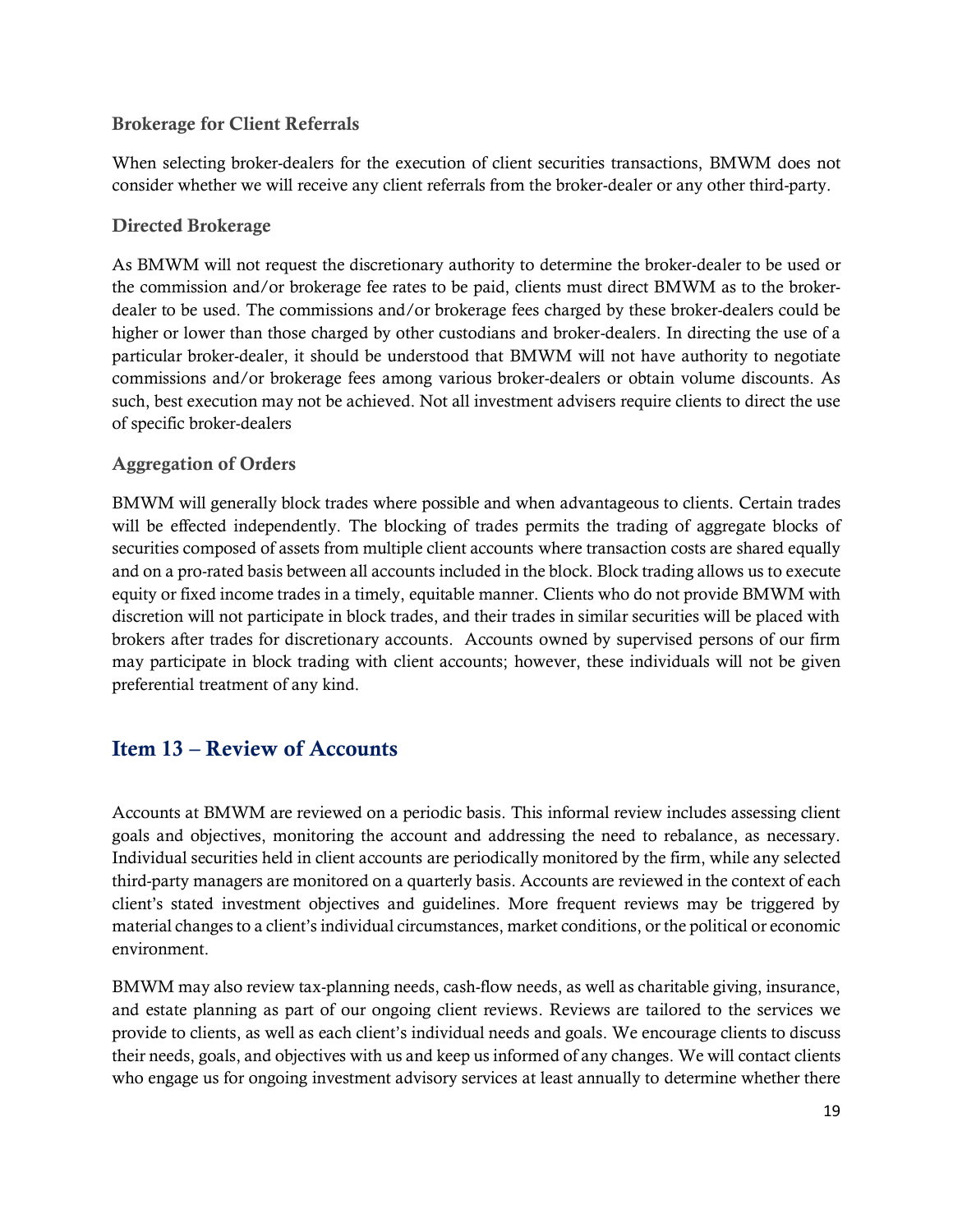### Brokerage for Client Referrals

When selecting broker-dealers for the execution of client securities transactions, BMWM does not consider whether we will receive any client referrals from the broker-dealer or any other third-party.

### Directed Brokerage

As BMWM will not request the discretionary authority to determine the broker-dealer to be used or the commission and/or brokerage fee rates to be paid, clients must direct BMWM as to the broker-dealer to be used. The commissions and/or brokerage fees charged by these broker-dealers could be higher or lower than those charged by other custodians and broker-dealers. In directing the use of a particular broker-dealer, it should be understood that BMWM will not have authority to negotiate commissions and/or brokerage fees among various broker-dealers or obtain volume discounts. As such, best execution may not be achieved. Not all investment advisers require clients to direct the use of specific broker-dealers

### Aggregation of Orders

BMWM will generally block trades where possible and when advantageous to clients. Certain trades will be effected independently. The blocking of trades permits the trading of aggregate blocks of securities composed of assets from multiple client accounts where transaction costs are shared equally and on a pro-rated basis between all accounts included in the block. Block trading allows us to execute equity or fixed income trades in a timely, equitable manner. Clients who do not provide BMWM with discretion will not participate in block trades, and their trades in similar securities will be placed with brokers after trades for discretionary accounts. Accounts owned by supervised persons of our firm may participate in block trading with client accounts; however, these individuals will not be given preferential treatment of any kind.

## Item 13 – Review of Accounts

Accounts at BMWM are reviewed on a periodic basis. This informal review includes assessing client goals and objectives, monitoring the account and addressing the need to rebalance, as necessary. Individual securities held in client accounts are periodically monitored by the firm, while any selected third-party managers are monitored on a quarterly basis. Accounts are reviewed in the context of each client's stated investment objectives and guidelines. More frequent reviews may be triggered by material changes to a client's individual circumstances, market conditions, or the political or economic environment.

BMWM may also review tax-planning needs, cash-flow needs, as well as charitable giving, insurance, and estate planning as part of our ongoing client reviews. Reviews are tailored to the services we provide to clients, as well as each client's individual needs and goals. We encourage clients to discuss their needs, goals, and objectives with us and keep us informed of any changes. We will contact clients who engage us for ongoing investment advisory services at least annually to determine whether there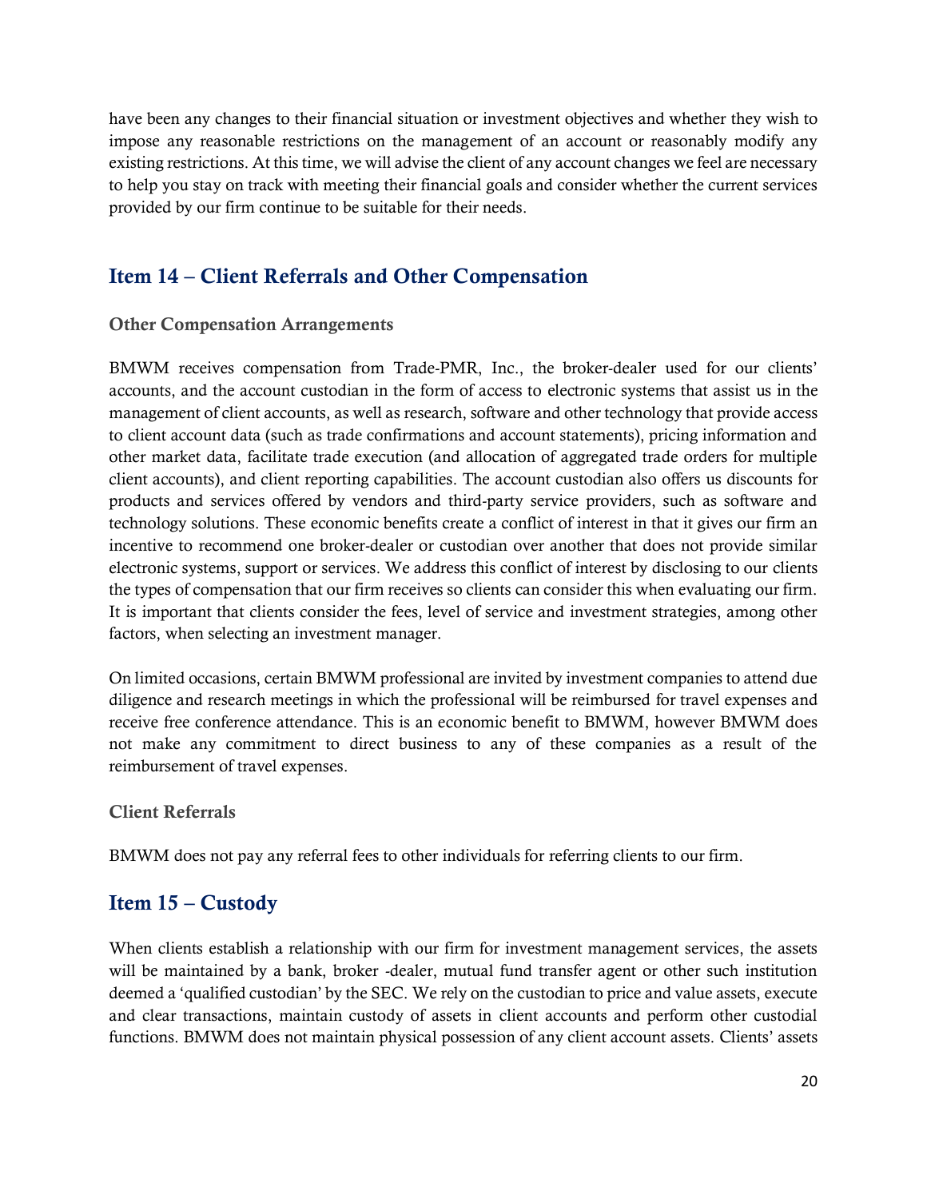have been any changes to their financial situation or investment objectives and whether they wish to impose any reasonable restrictions on the management of an account or reasonably modify any existing restrictions. At this time, we will advise the client of any account changes we feel are necessary to help you stay on track with meeting their financial goals and consider whether the current services provided by our firm continue to be suitable for their needs.

## Item 14 – Client Referrals and Other Compensation

### Other Compensation Arrangements

BMWM receives compensation from Trade-PMR, Inc., the broker-dealer used for our clients' accounts, and the account custodian in the form of access to electronic systems that assist us in the management of client accounts, as well as research, software and other technology that provide access to client account data (such as trade confirmations and account statements), pricing information and other market data, facilitate trade execution (and allocation of aggregated trade orders for multiple client accounts), and client reporting capabilities. The account custodian also offers us discounts for products and services offered by vendors and third-party service providers, such as software and technology solutions. These economic benefits create a conflict of interest in that it gives our firm an incentive to recommend one broker-dealer or custodian over another that does not provide similar electronic systems, support or services. We address this conflict of interest by disclosing to our clients the types of compensation that our firm receives so clients can consider this when evaluating our firm. It is important that clients consider the fees, level of service and investment strategies, among other factors, when selecting an investment manager.

On limited occasions, certain BMWM professional are invited by investment companies to attend due diligence and research meetings in which the professional will be reimbursed for travel expenses and receive free conference attendance. This is an economic benefit to BMWM, however BMWM does not make any commitment to direct business to any of these companies as a result of the reimbursement of travel expenses.

### Client Referrals

BMWM does not pay any referral fees to other individuals for referring clients to our firm.

## Item 15 – Custody

When clients establish a relationship with our firm for investment management services, the assets will be maintained by a bank, broker -dealer, mutual fund transfer agent or other such institution deemed a 'qualified custodian' by the SEC. We rely on the custodian to price and value assets, execute and clear transactions, maintain custody of assets in client accounts and perform other custodial functions. BMWM does not maintain physical possession of any client account assets. Clients' assets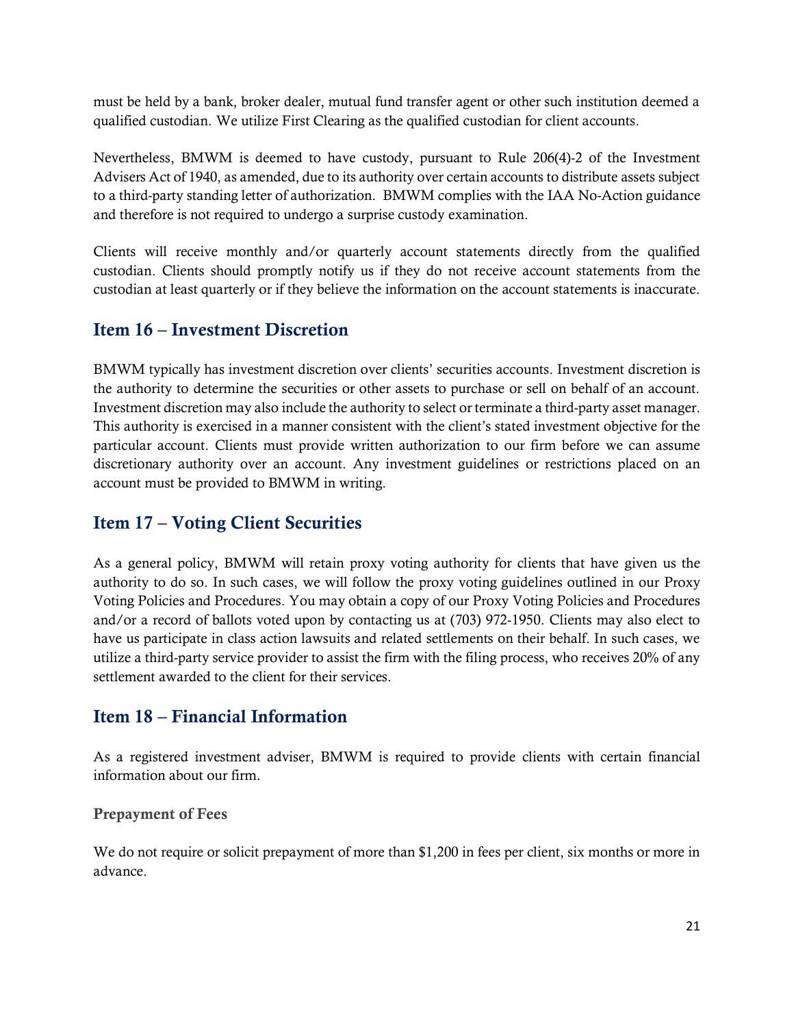must be held by a bank, broker dealer, mutual fund transfer agent or other such institution deemed a qualified custodian. We utilize First Clearing as the qualified custodian for client accounts.

Nevertheless, BMWM is deemed to have custody, pursuant to Rule 206(4)-2 of the Investment Advisers Act of 1940, as amended, due to its authority over certain accounts to distribute assets subject to a third-party standing letter of authorization. BMWM complies with the IAA No-Action guidance and therefore is not required to undergo a surprise custody examination.

Clients will receive monthly and/or quarterly account statements directly from the qualified custodian. Clients should promptly notify us if they do not receive account statements from the custodian at least quarterly or if they believe the information on the account statements is inaccurate.

## Item 16 – Investment Discretion

BMWM typically has investment discretion over clients' securities accounts. Investment discretion is the authority to determine the securities or other assets to purchase or sell on behalf of an account. Investment discretion may also include the authority to select or terminate a third-party asset manager. This authority is exercised in a manner consistent with the client's stated investment objective for the particular account. Clients must provide written authorization to our firm before we can assume discretionary authority over an account. Any investment guidelines or restrictions placed on an account must be provided to BMWM in writing.

## Item 17 – Voting Client Securities

As a general policy, BMWM will retain proxy voting authority for clients that have given us the authority to do so. In such cases, we will follow the proxy voting guidelines outlined in our Proxy Voting Policies and Procedures. You may obtain a copy of our Proxy Voting Policies and Procedures and/or a record of ballots voted upon by contacting us at (703) 972-1950. Clients may also elect to have us participate in class action lawsuits and related settlements on their behalf. In such cases, we utilize a third-party service provider to assist the firm with the filing process, who receives 20% of any settlement awarded to the client for their services.

## Item 18 – Financial Information

As a registered investment adviser, BMWM is required to provide clients with certain financial information about our firm.

### Prepayment of Fees

We do not require or solicit prepayment of more than $1,200 in fees per client, six months or more in advance.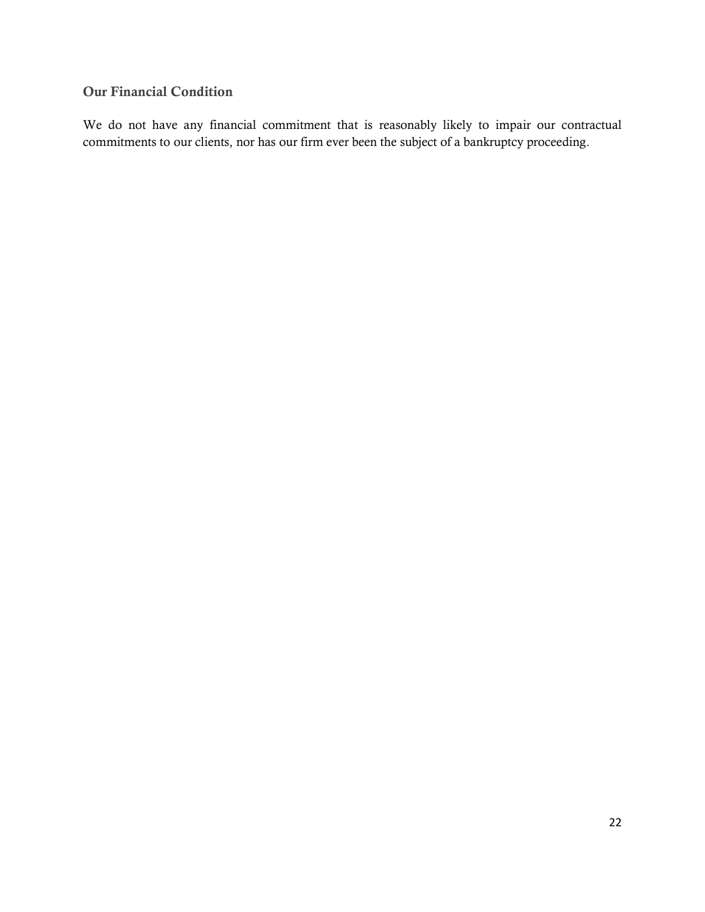### Our Financial Condition

We do not have any financial commitment that is reasonably likely to impair our contractual commitments to our clients, nor has our firm ever been the subject of a bankruptcy proceeding.